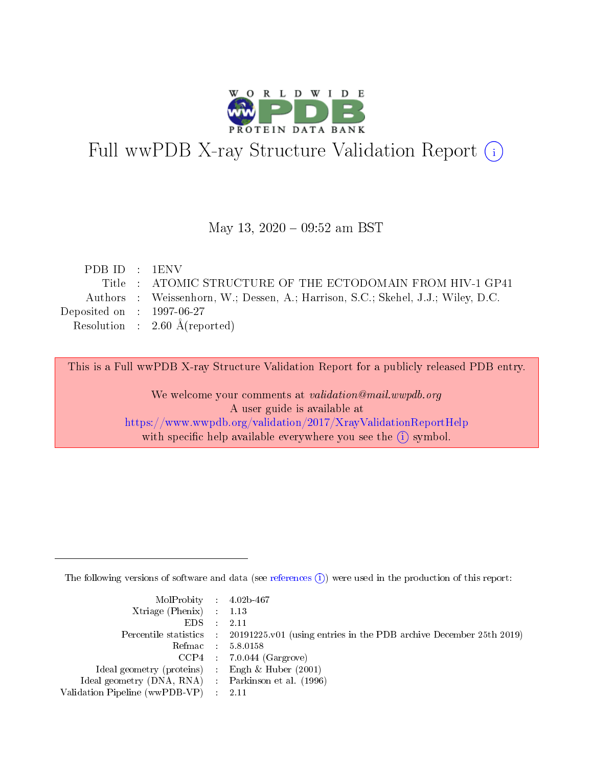# Full wwPDB X-ray Structure Validation Report (i)

May 13, 2020 – 09:52 am BST

| | | |
|---|---|---|
| PDB ID | : | 1ENV |
| Title | : | ATOMIC STRUCTURE OF THE ECTODOMAIN FROM HIV-1 GP41 |
| Authors | : | Weissenhorn, W.; Dessen, A.; Harrison, S.C.; Skehel, J.J.; Wiley, D.C. |
| Deposited on | : | 1997-06-27 |
| Resolution | : | 2.60 Å(reported) |

This is a Full wwPDB X-ray Structure Validation Report for a publicly released PDB entry.

We welcome your comments at *validation@mail.wwpdb.org*
A user guide is available at
https://www.wwpdb.org/validation/2017/XrayValidationReportHelp
with specific help available everywhere you see the (i) symbol.

The following versions of software and data (see references (i)) were used in the production of this report:

| | | |
|---|---|---|
| MolProbity | : | 4.02b-467 |
| Xtriage (Phenix) | : | 1.13 |
| EDS | : | 2.11 |
| Percentile statistics | : | 20191225.v01 (using entries in the PDB archive December 25th 2019) |
| Refmac | : | 5.8.0158 |
| CCP4 | : | 7.0.044 (Gargrove) |
| Ideal geometry (proteins) | : | Engh & Huber (2001) |
| Ideal geometry (DNA, RNA) | : | Parkinson et al. (1996) |
| Validation Pipeline (wwPDB-VP) | : | 2.11 |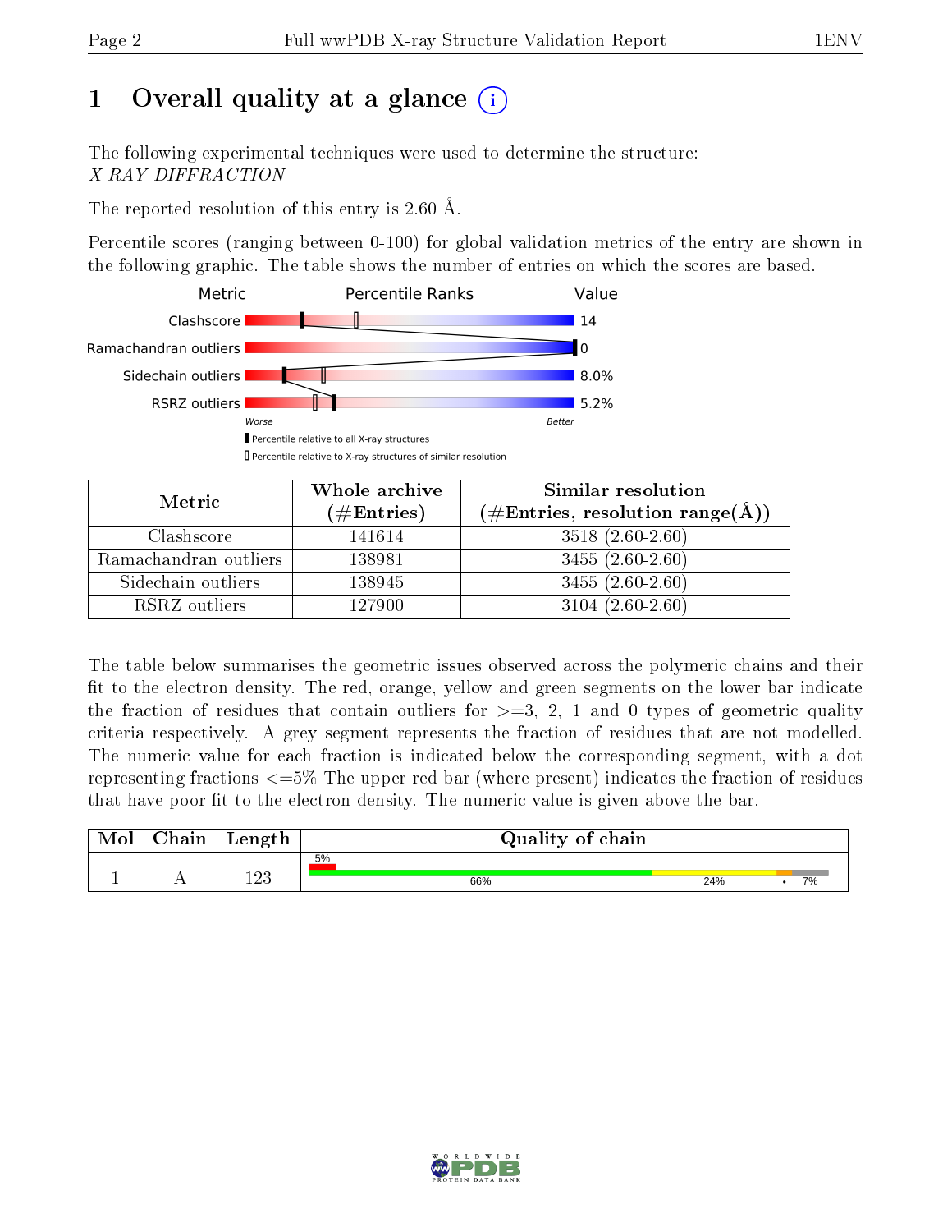# 1 Overall quality at a glance

The following experimental techniques were used to determine the structure:
*X-RAY DIFFRACTION*

The reported resolution of this entry is 2.60 Å.

Percentile scores (ranging between 0-100) for global validation metrics of the entry are shown in the following graphic. The table shows the number of entries on which the scores are based.

Metric
Percentile Ranks
Value
Clashscore 14
Ramachandran outliers 0
Sidechain outliers 8.0%
RSRZ outliers 5.2%
Worse
Better
Percentile relative to all X-ray structures
Percentile relative to X-ray structures of similar resolution

| Metric | Whole archive (#Entries) | Similar resolution (#Entries, resolution range(Å)) |
|---|---|---|
| Clashscore | 141614 | 3518 (2.60-2.60) |
| Ramachandran outliers | 138981 | 3455 (2.60-2.60) |
| Sidechain outliers | 138945 | 3455 (2.60-2.60) |
| RSRZ outliers | 127900 | 3104 (2.60-2.60) |

The table below summarises the geometric issues observed across the polymeric chains and their fit to the electron density. The red, orange, yellow and green segments on the lower bar indicate the fraction of residues that contain outliers for >=3, 2, 1 and 0 types of geometric quality criteria respectively. A grey segment represents the fraction of residues that are not modelled. The numeric value for each fraction is indicated below the corresponding segment, with a dot representing fractions <=5% The upper red bar (where present) indicates the fraction of residues that have poor fit to the electron density. The numeric value is given above the bar.

| Mol | Chain | Length | Quality of chain |
|---|---|---|---|
| 1 | A | 123 | 5%<br>66% 24% • 7% |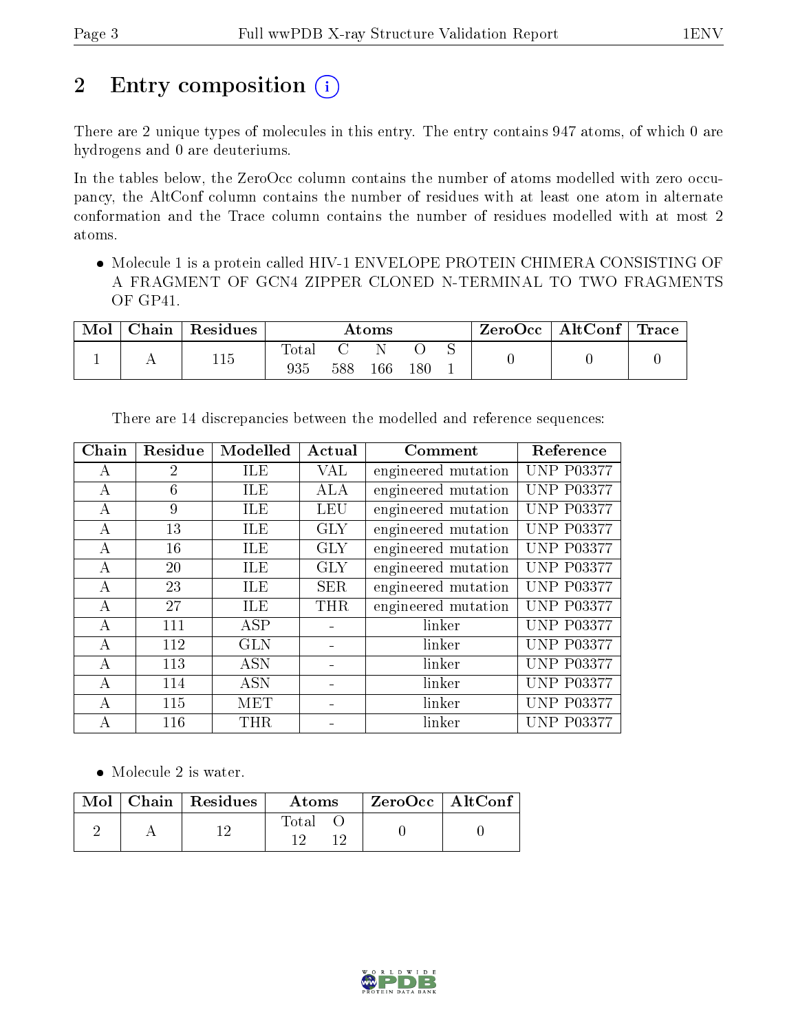# 2 Entry composition (i)

There are 2 unique types of molecules in this entry. The entry contains 947 atoms, of which 0 are hydrogens and 0 are deuteriums.

In the tables below, the ZeroOcc column contains the number of atoms modelled with zero occupancy, the AltConf column contains the number of residues with at least one atom in alternate conformation and the Trace column contains the number of residues modelled with at most 2 atoms.

- Molecule 1 is a protein called HIV-1 ENVELOPE PROTEIN CHIMERA CONSISTING OF A FRAGMENT OF GCN4 ZIPPER CLONED N-TERMINAL TO TWO FRAGMENTS OF GP41.

| Mol | Chain | Residues | Atoms | | | | | ZeroOcc | AltConf | Trace |
|---|---|---|---|---|---|---|---|---|---|---|
| 1 | A | 115 | Total<br>935 | C<br>588 | N<br>166 | O<br>180 | S<br>1 | 0 | 0 | 0 |

There are 14 discrepancies between the modelled and reference sequences:

| Chain | Residue | Modelled | Actual | Comment | Reference |
|---|---|---|---|---|---|
| A | 2 | ILE | VAL | engineered mutation | UNP P03377 |
| A | 6 | ILE | ALA | engineered mutation | UNP P03377 |
| A | 9 | ILE | LEU | engineered mutation | UNP P03377 |
| A | 13 | ILE | GLY | engineered mutation | UNP P03377 |
| A | 16 | ILE | GLY | engineered mutation | UNP P03377 |
| A | 20 | ILE | GLY | engineered mutation | UNP P03377 |
| A | 23 | ILE | SER | engineered mutation | UNP P03377 |
| A | 27 | ILE | THR | engineered mutation | UNP P03377 |
| A | 111 | ASP | - | linker | UNP P03377 |
| A | 112 | GLN | - | linker | UNP P03377 |
| A | 113 | ASN | - | linker | UNP P03377 |
| A | 114 | ASN | - | linker | UNP P03377 |
| A | 115 | MET | - | linker | UNP P03377 |
| A | 116 | THR | - | linker | UNP P03377 |

- Molecule 2 is water.

| Mol | Chain | Residues | Atoms | | ZeroOcc | AltConf |
|---|---|---|---|---|---|---|
| 2 | A | 12 | Total<br>12 | O<br>12 | 0 | 0 |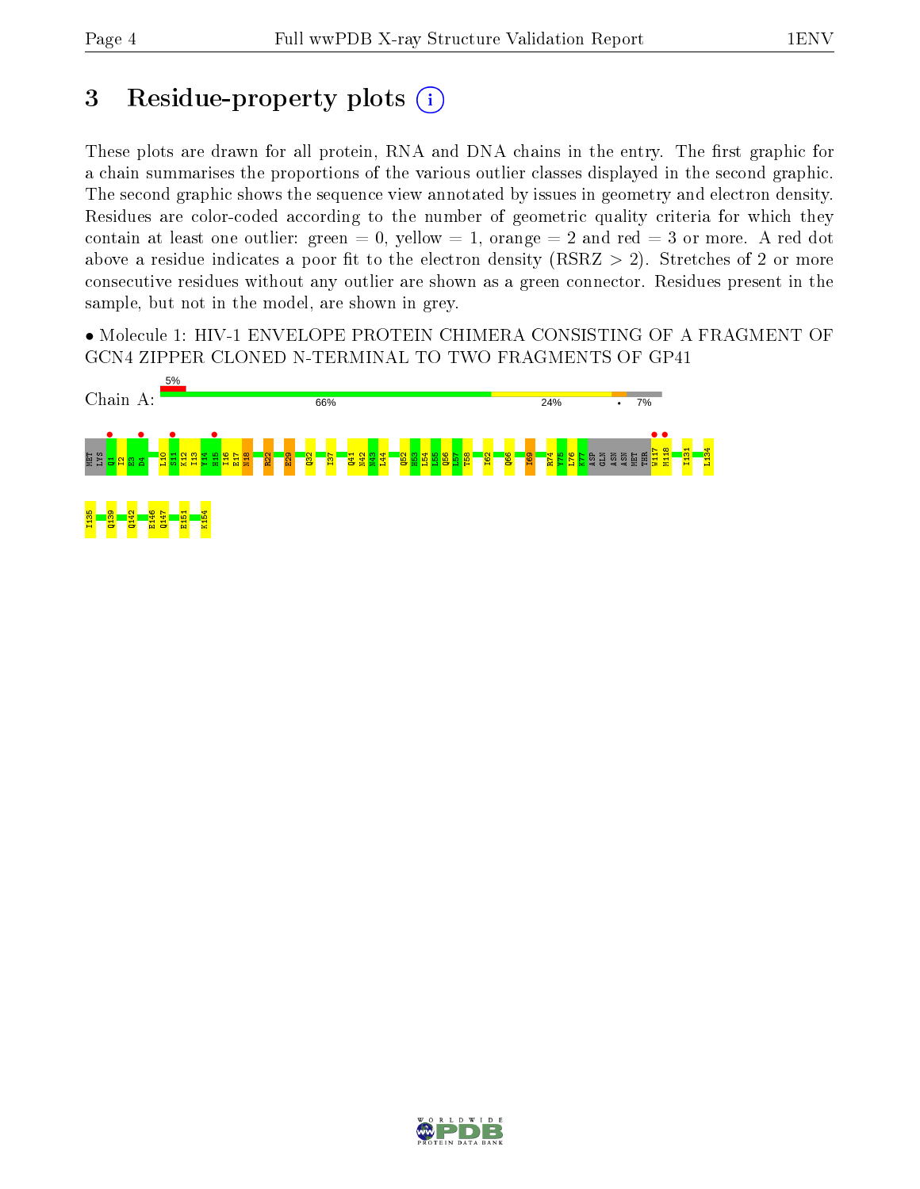# 3 Residue-property plots

These plots are drawn for all protein, RNA and DNA chains in the entry. The first graphic for a chain summarises the proportions of the various outlier classes displayed in the second graphic. The second graphic shows the sequence view annotated by issues in geometry and electron density. Residues are color-coded according to the number of geometric quality criteria for which they contain at least one outlier: green = 0, yellow = 1, orange = 2 and red = 3 or more. A red dot above a residue indicates a poor fit to the electron density (RSRZ > 2). Stretches of 2 or more consecutive residues without any outlier are shown as a green connector. Residues present in the sample, but not in the model, are shown in grey.

• Molecule 1: HIV-1 ENVELOPE PROTEIN CHIMERA CONSISTING OF A FRAGMENT OF GCN4 ZIPPER CLONED N-TERMINAL TO TWO FRAGMENTS OF GP41

Chain A:

5%

66%

24%

•

7%

MET
LYS
Q1
I2
E3
D4
L10
S11
K12
I13
Y14
H15
I16
E17
N18
R22
E29
Q32
I37
Q41
N42
N43
L44
Q52
H53
L54
L55
Q56
L57
T58
I62
Q66
I69
R74
Y75
L76
K77
ASP
GLN
ASN
ASN
MET
THR
W117
M118
I131
L134
I135
Q139
Q142
E146
Q147
E151
K154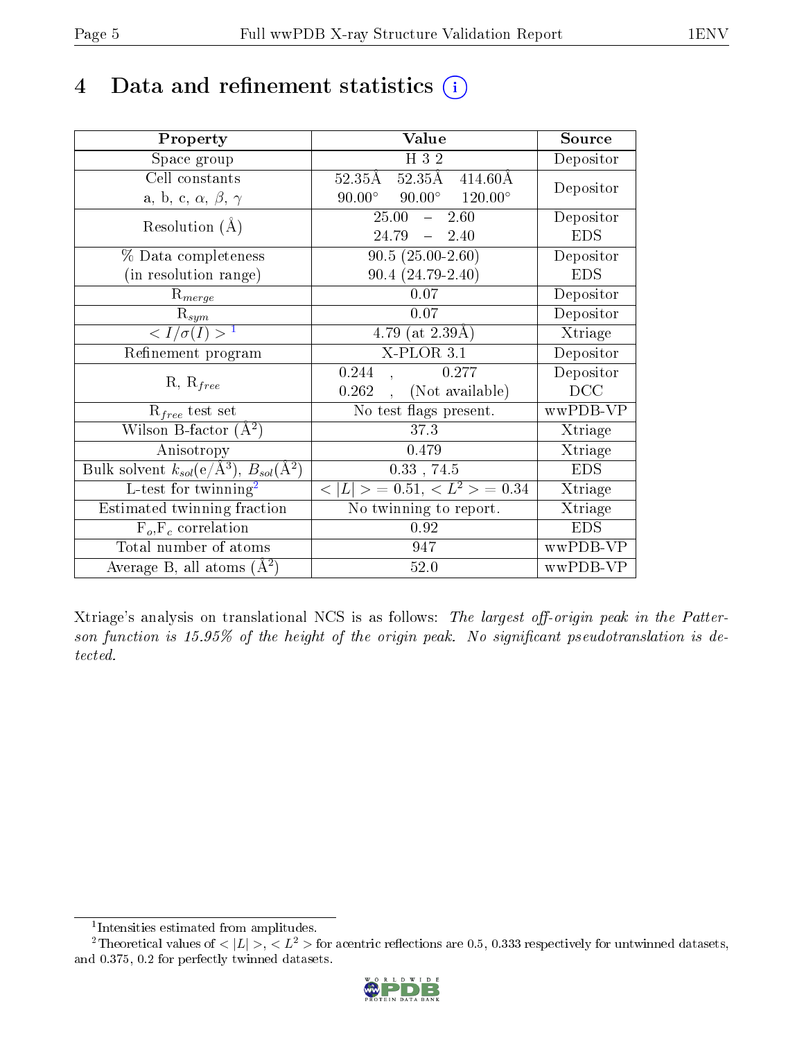# 4 Data and refinement statistics (i)

| Property | Value | Source |
|---|---|---|
| Space group | H 3 2 | Depositor |
| Cell constants<br>a, b, c, $\alpha$, $\beta$, $\gamma$ | 52.35Å 52.35Å 414.60Å<br>90.00° 90.00° 120.00° | Depositor |
| Resolution (Å) | 25.00 – 2.60<br>24.79 – 2.40 | Depositor<br>EDS |
| % Data completeness<br>(in resolution range) | 90.5 (25.00-2.60)<br>90.4 (24.79-2.40) | Depositor<br>EDS |
| $R_{merge}$ | 0.07 | Depositor |
| $R_{sym}$ | 0.07 | Depositor |
| $< I/\sigma(I) >$ [1] | 4.79 (at 2.39Å) | Xtriage |
| Refinement program | X-PLOR 3.1 | Depositor |
| R, $R_{free}$ | 0.244 , 0.277<br>0.262 , (Not available) | Depositor<br>DCC |
| $R_{free}$ test set | No test flags present. | wwPDB-VP |
| Wilson B-factor (Å$^2$) | 37.3 | Xtriage |
| Anisotropy | 0.479 | Xtriage |
| Bulk solvent $k_{sol}$(e/Å$^3$), $B_{sol}$(Å$^2$) | 0.33 , 74.5 | EDS |
| L-test for twinning[2] | $< \|L\| > = 0.51$, $< L^2 > = 0.34$ | Xtriage |
| Estimated twinning fraction | No twinning to report. | Xtriage |
| $F_o$,$F_c$ correlation | 0.92 | EDS |
| Total number of atoms | 947 | wwPDB-VP |
| Average B, all atoms (Å$^2$) | 52.0 | wwPDB-VP |

Xtriage's analysis on translational NCS is as follows: *The largest off-origin peak in the Patterson function is 15.95% of the height of the origin peak. No significant pseudotranslation is detected.*

[1] Intensities estimated from amplitudes.

[2] Theoretical values of $< |L| >$, $< L^2 >$ for acentric reflections are 0.5, 0.333 respectively for untwinned datasets, and 0.375, 0.2 for perfectly twinned datasets.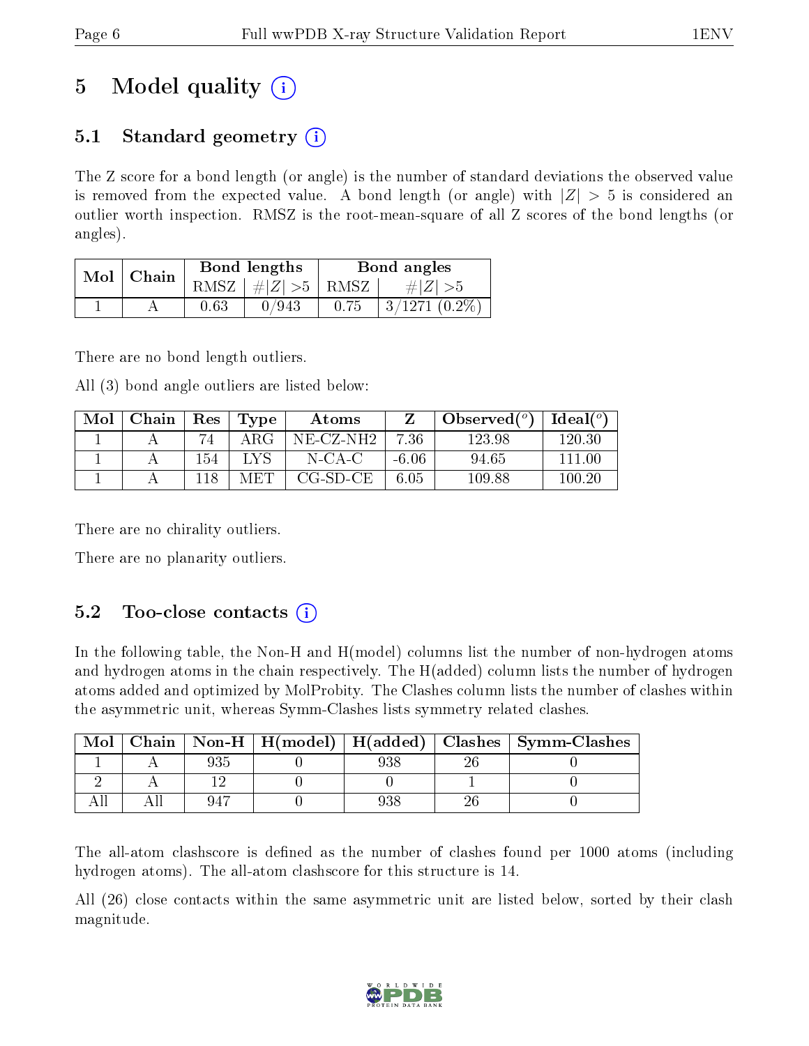# 5 Model quality

## 5.1 Standard geometry

The Z score for a bond length (or angle) is the number of standard deviations the observed value is removed from the expected value. A bond length (or angle) with $|Z| > 5$ is considered an outlier worth inspection. RMSZ is the root-mean-square of all Z scores of the bond lengths (or angles).

| Mol | Chain | Bond lengths | | Bond angles | |
|---|---|---|---|---|---|
| | | RMSZ | #\|Z\| >5 | RMSZ | #\|Z\| >5 |
| 1 | A | 0.63 | 0/943 | 0.75 | 3/1271 (0.2%) |

There are no bond length outliers.

All (3) bond angle outliers are listed below:

| Mol | Chain | Res | Type | Atoms | Z | Observed(°) | Ideal(°) |
|---|---|---|---|---|---|---|---|
| 1 | A | 74 | ARG | NE-CZ-NH2 | 7.36 | 123.98 | 120.30 |
| 1 | A | 154 | LYS | N-CA-C | -6.06 | 94.65 | 111.00 |
| 1 | A | 118 | MET | CG-SD-CE | 6.05 | 109.88 | 100.20 |

There are no chirality outliers.

There are no planarity outliers.

## 5.2 Too-close contacts

In the following table, the Non-H and H(model) columns list the number of non-hydrogen atoms and hydrogen atoms in the chain respectively. The H(added) column lists the number of hydrogen atoms added and optimized by MolProbity. The Clashes column lists the number of clashes within the asymmetric unit, whereas Symm-Clashes lists symmetry related clashes.

| Mol | Chain | Non-H | H(model) | H(added) | Clashes | Symm-Clashes |
|---|---|---|---|---|---|---|
| 1 | A | 935 | 0 | 938 | 26 | 0 |
| 2 | A | 12 | 0 | 0 | 1 | 0 |
| All | All | 947 | 0 | 938 | 26 | 0 |

The all-atom clashscore is defined as the number of clashes found per 1000 atoms (including hydrogen atoms). The all-atom clashscore for this structure is 14.

All (26) close contacts within the same asymmetric unit are listed below, sorted by their clash magnitude.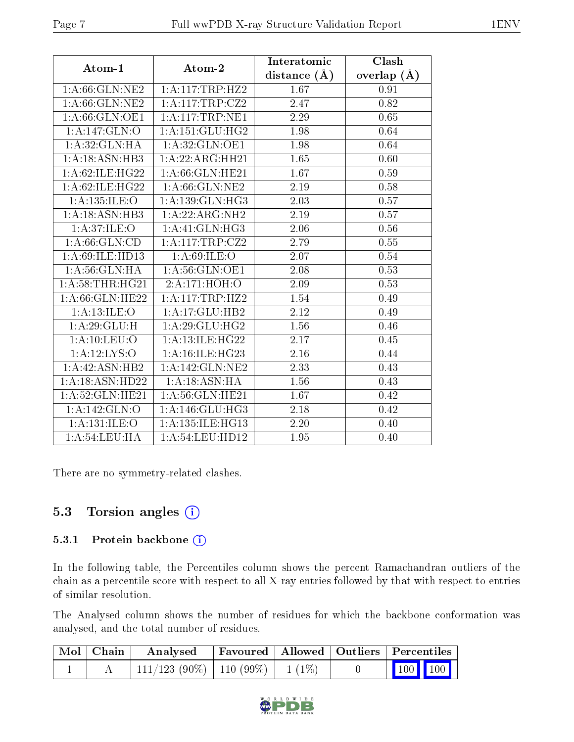| Atom-1 | Atom-2 | Interatomic distance (Å) | Clash overlap (Å) |
|---|---|---|---|
| 1:A:66:GLN:NE2 | 1:A:117:TRP:HZ2 | 1.67 | 0.91 |
| 1:A:66:GLN:NE2 | 1:A:117:TRP:CZ2 | 2.47 | 0.82 |
| 1:A:66:GLN:OE1 | 1:A:117:TRP:NE1 | 2.29 | 0.65 |
| 1:A:147:GLN:O | 1:A:151:GLU:HG2 | 1.98 | 0.64 |
| 1:A:32:GLN:HA | 1:A:32:GLN:OE1 | 1.98 | 0.64 |
| 1:A:18:ASN:HB3 | 1:A:22:ARG:HH21 | 1.65 | 0.60 |
| 1:A:62:ILE:HG22 | 1:A:66:GLN:HE21 | 1.67 | 0.59 |
| 1:A:62:ILE:HG22 | 1:A:66:GLN:NE2 | 2.19 | 0.58 |
| 1:A:135:ILE:O | 1:A:139:GLN:HG3 | 2.03 | 0.57 |
| 1:A:18:ASN:HB3 | 1:A:22:ARG:NH2 | 2.19 | 0.57 |
| 1:A:37:ILE:O | 1:A:41:GLN:HG3 | 2.06 | 0.56 |
| 1:A:66:GLN:CD | 1:A:117:TRP:CZ2 | 2.79 | 0.55 |
| 1:A:69:ILE:HD13 | 1:A:69:ILE:O | 2.07 | 0.54 |
| 1:A:56:GLN:HA | 1:A:56:GLN:OE1 | 2.08 | 0.53 |
| 1:A:58:THR:HG21 | 2:A:171:HOH:O | 2.09 | 0.53 |
| 1:A:66:GLN:HE22 | 1:A:117:TRP:HZ2 | 1.54 | 0.49 |
| 1:A:13:ILE:O | 1:A:17:GLU:HB2 | 2.12 | 0.49 |
| 1:A:29:GLU:H | 1:A:29:GLU:HG2 | 1.56 | 0.46 |
| 1:A:10:LEU:O | 1:A:13:ILE:HG22 | 2.17 | 0.45 |
| 1:A:12:LYS:O | 1:A:16:ILE:HG23 | 2.16 | 0.44 |
| 1:A:42:ASN:HB2 | 1:A:142:GLN:NE2 | 2.33 | 0.43 |
| 1:A:18:ASN:HD22 | 1:A:18:ASN:HA | 1.56 | 0.43 |
| 1:A:52:GLN:HE21 | 1:A:56:GLN:HE21 | 1.67 | 0.42 |
| 1:A:142:GLN:O | 1:A:146:GLU:HG3 | 2.18 | 0.42 |
| 1:A:131:ILE:O | 1:A:135:ILE:HG13 | 2.20 | 0.40 |
| 1:A:54:LEU:HA | 1:A:54:LEU:HD12 | 1.95 | 0.40 |

There are no symmetry-related clashes.

## 5.3 Torsion angles

### 5.3.1 Protein backbone

In the following table, the Percentiles column shows the percent Ramachandran outliers of the chain as a percentile score with respect to all X-ray entries followed by that with respect to entries of similar resolution.

The Analysed column shows the number of residues for which the backbone conformation was analysed, and the total number of residues.

| Mol | Chain | Analysed | Favoured | Allowed | Outliers | Percentiles | |
|---|---|---|---|---|---|---|---|
| 1 | A | 111/123 (90%) | 110 (99%) | 1 (1%) | 0 | 100 | 100 |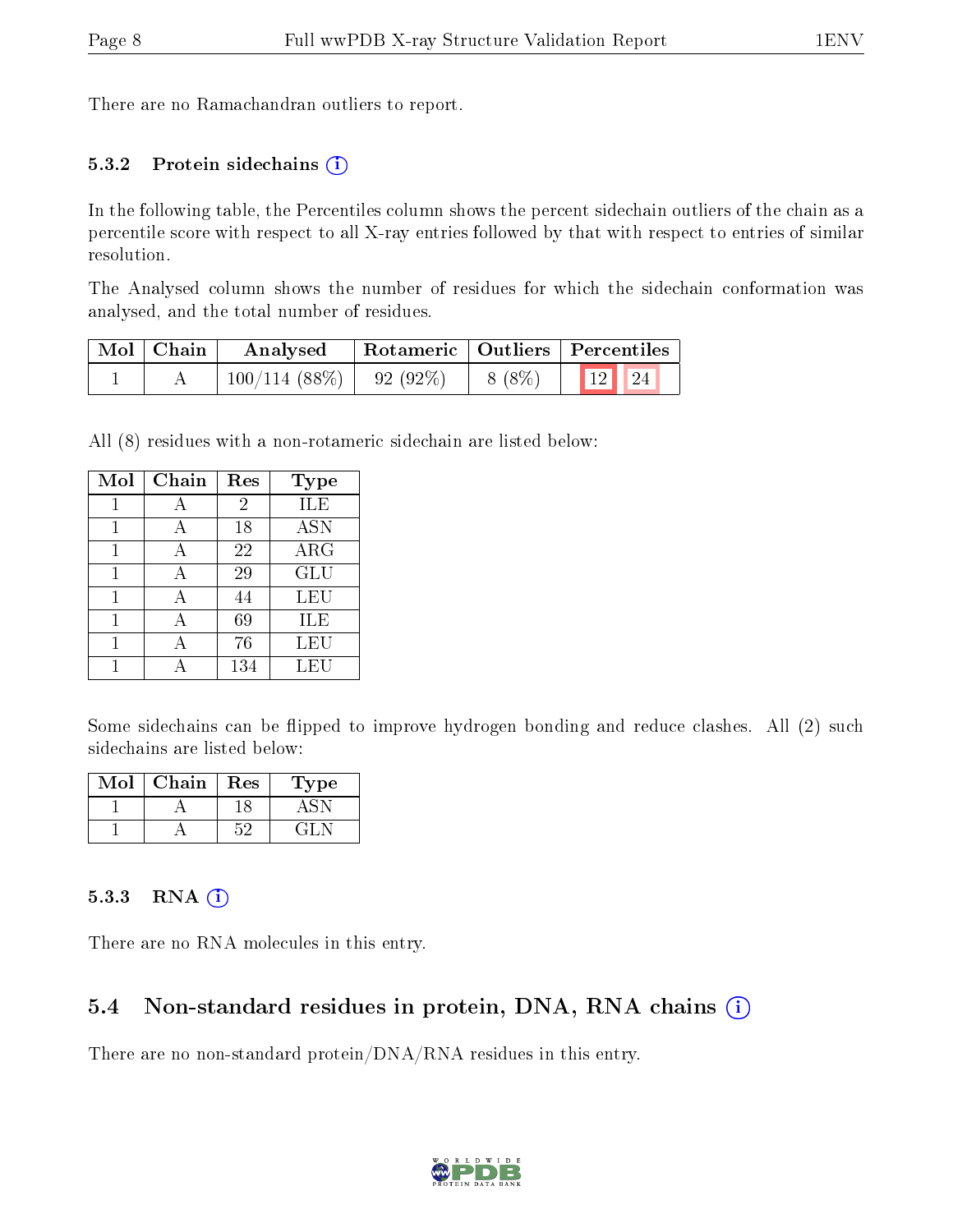There are no Ramachandran outliers to report.

### 5.3.2 Protein sidechains

In the following table, the Percentiles column shows the percent sidechain outliers of the chain as a percentile score with respect to all X-ray entries followed by that with respect to entries of similar resolution.

The Analysed column shows the number of residues for which the sidechain conformation was analysed, and the total number of residues.

| Mol | Chain | Analysed | Rotameric | Outliers | Percentiles | |
|---|---|---|---|---|---|---|
| 1 | A | 100/114 (88%) | 92 (92%) | 8 (8%) | 12 | 24 |

All (8) residues with a non-rotameric sidechain are listed below:

| Mol | Chain | Res | Type |
|---|---|---|---|
| 1 | A | 2 | ILE |
| 1 | A | 18 | ASN |
| 1 | A | 22 | ARG |
| 1 | A | 29 | GLU |
| 1 | A | 44 | LEU |
| 1 | A | 69 | ILE |
| 1 | A | 76 | LEU |
| 1 | A | 134 | LEU |

Some sidechains can be flipped to improve hydrogen bonding and reduce clashes. All (2) such sidechains are listed below:

| Mol | Chain | Res | Type |
|---|---|---|---|
| 1 | A | 18 | ASN |
| 1 | A | 52 | GLN |

### 5.3.3 RNA

There are no RNA molecules in this entry.

## 5.4 Non-standard residues in protein, DNA, RNA chains

There are no non-standard protein/DNA/RNA residues in this entry.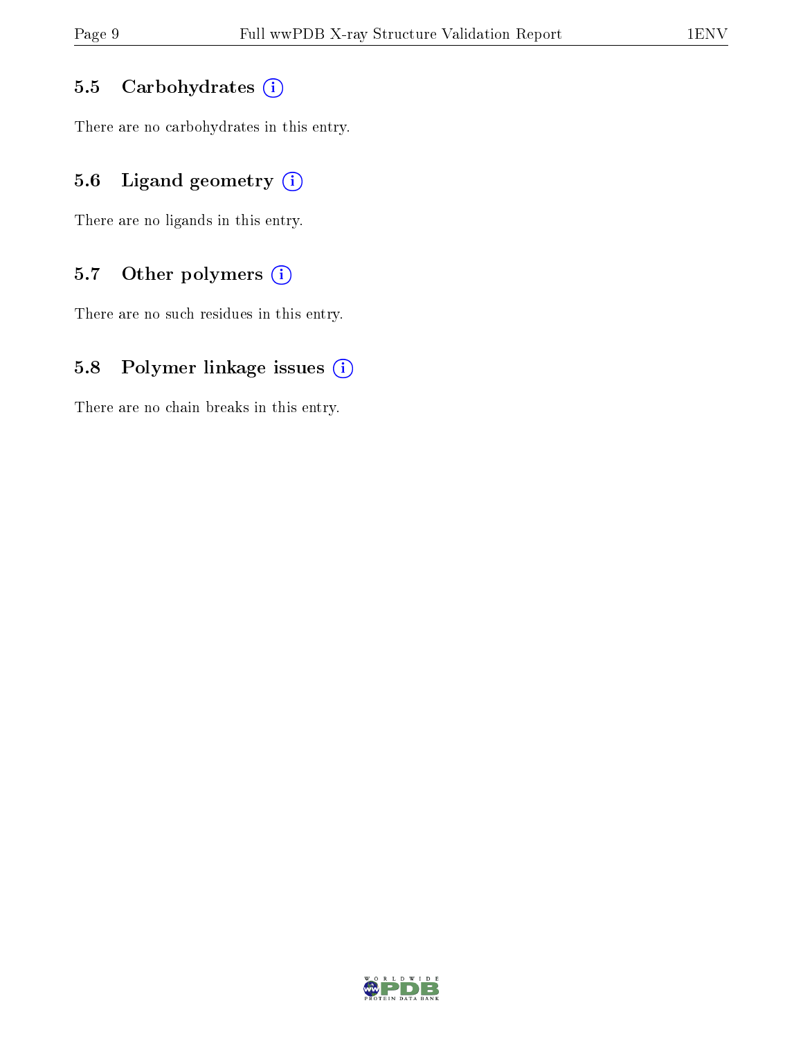### 5.5 Carbohydrates

There are no carbohydrates in this entry.

### 5.6 Ligand geometry

There are no ligands in this entry.

### 5.7 Other polymers

There are no such residues in this entry.

### 5.8 Polymer linkage issues

There are no chain breaks in this entry.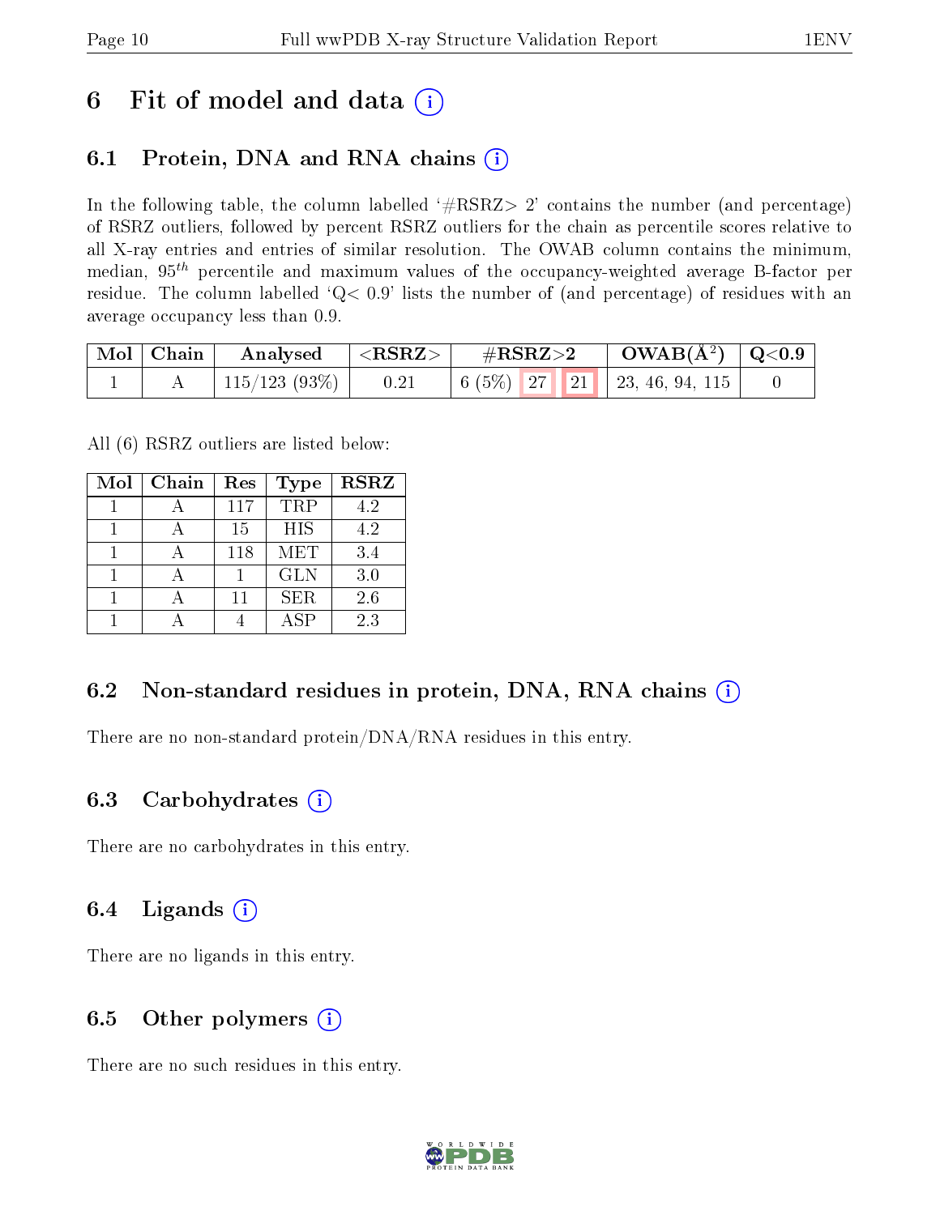# 6 Fit of model and data

## 6.1 Protein, DNA and RNA chains

In the following table, the column labelled '#RSRZ> 2' contains the number (and percentage) of RSRZ outliers, followed by percent RSRZ outliers for the chain as percentile scores relative to all X-ray entries and entries of similar resolution. The OWAB column contains the minimum, median, $95^{th}$ percentile and maximum values of the occupancy-weighted average B-factor per residue. The column labelled 'Q< 0.9' lists the number of (and percentage) of residues with an average occupancy less than 0.9.

| Mol | Chain | Analysed | <RSRZ> | #RSRZ>2 | | | OWAB(Å$^2$) | Q<0.9 |
|---|---|---|---|---|---|---|---|---|
| 1 | A | 115/123 (93%) | 0.21 | 6 (5%) | 27 | 21 | 23, 46, 94, 115 | 0 |

All (6) RSRZ outliers are listed below:

| Mol | Chain | Res | Type | RSRZ |
|---|---|---|---|---|
| 1 | A | 117 | TRP | 4.2 |
| 1 | A | 15 | HIS | 4.2 |
| 1 | A | 118 | MET | 3.4 |
| 1 | A | 1 | GLN | 3.0 |
| 1 | A | 11 | SER | 2.6 |
| 1 | A | 4 | ASP | 2.3 |

## 6.2 Non-standard residues in protein, DNA, RNA chains

There are no non-standard protein/DNA/RNA residues in this entry.

## 6.3 Carbohydrates

There are no carbohydrates in this entry.

## 6.4 Ligands

There are no ligands in this entry.

## 6.5 Other polymers

There are no such residues in this entry.